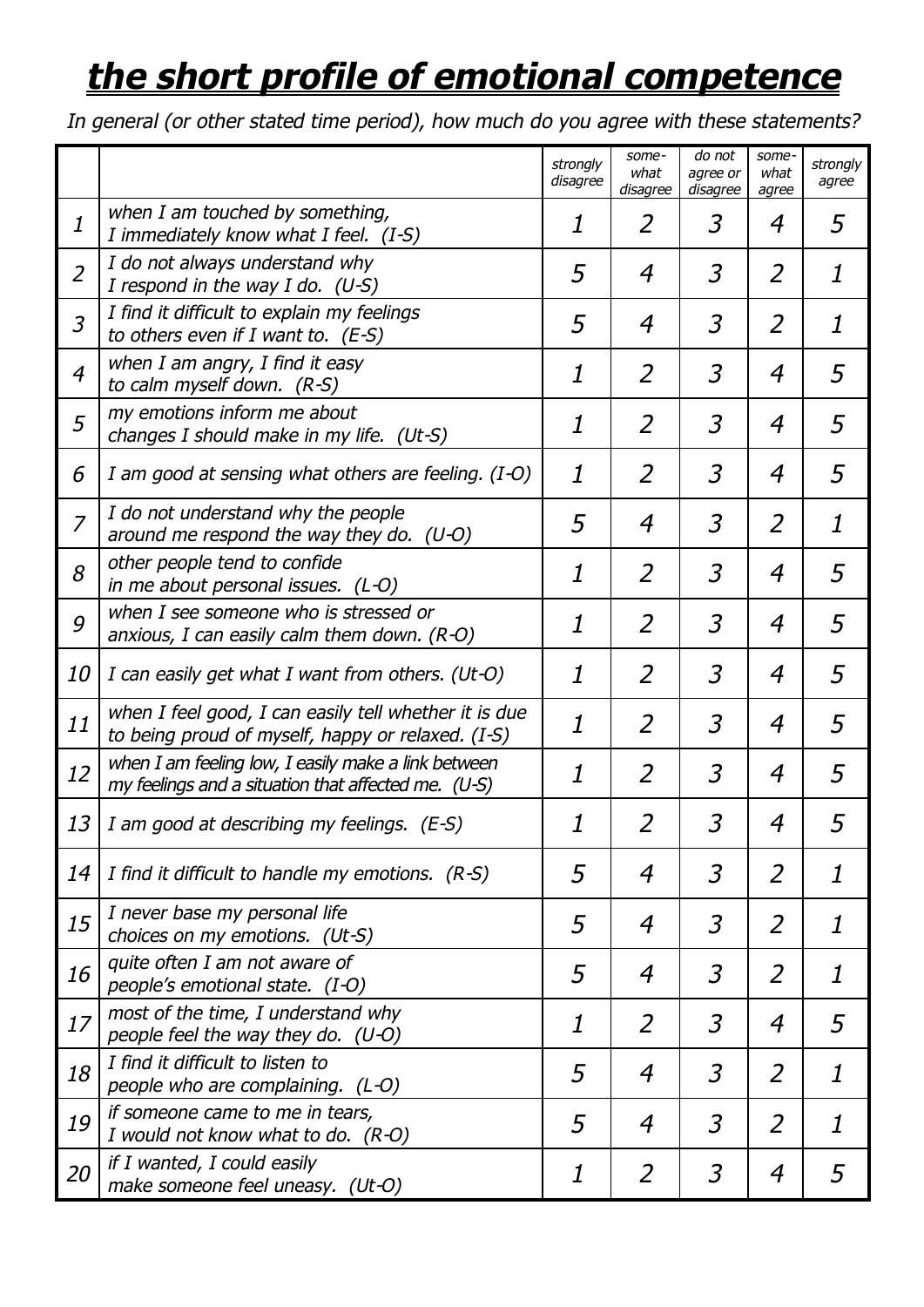# ***the short profile of emotional competence***

*In general (or other stated time period), how much do you agree with these statements?*

| | | *strongly disagree* | *some-what disagree* | *do not agree or disagree* | *some-what agree* | *strongly agree* |
|---|---|---|---|---|---|---|
| *1* | *when I am touched by something, I immediately know what I feel. (I-S)* | *1* | *2* | *3* | *4* | *5* |
| *2* | *I do not always understand why I respond in the way I do. (U-S)* | *5* | *4* | *3* | *2* | *1* |
| *3* | *I find it difficult to explain my feelings to others even if I want to. (E-S)* | *5* | *4* | *3* | *2* | *1* |
| *4* | *when I am angry, I find it easy to calm myself down. (R-S)* | *1* | *2* | *3* | *4* | *5* |
| *5* | *my emotions inform me about changes I should make in my life. (Ut-S)* | *1* | *2* | *3* | *4* | *5* |
| *6* | *I am good at sensing what others are feeling. (I-O)* | *1* | *2* | *3* | *4* | *5* |
| *7* | *I do not understand why the people around me respond the way they do. (U-O)* | *5* | *4* | *3* | *2* | *1* |
| *8* | *other people tend to confide in me about personal issues. (L-O)* | *1* | *2* | *3* | *4* | *5* |
| *9* | *when I see someone who is stressed or anxious, I can easily calm them down. (R-O)* | *1* | *2* | *3* | *4* | *5* |
| *10* | *I can easily get what I want from others. (Ut-O)* | *1* | *2* | *3* | *4* | *5* |
| *11* | *when I feel good, I can easily tell whether it is due to being proud of myself, happy or relaxed. (I-S)* | *1* | *2* | *3* | *4* | *5* |
| *12* | *when I am feeling low, I easily make a link between my feelings and a situation that affected me. (U-S)* | *1* | *2* | *3* | *4* | *5* |
| *13* | *I am good at describing my feelings. (E-S)* | *1* | *2* | *3* | *4* | *5* |
| *14* | *I find it difficult to handle my emotions. (R-S)* | *5* | *4* | *3* | *2* | *1* |
| *15* | *I never base my personal life choices on my emotions. (Ut-S)* | *5* | *4* | *3* | *2* | *1* |
| *16* | *quite often I am not aware of people's emotional state. (I-O)* | *5* | *4* | *3* | *2* | *1* |
| *17* | *most of the time, I understand why people feel the way they do. (U-O)* | *1* | *2* | *3* | *4* | *5* |
| *18* | *I find it difficult to listen to people who are complaining. (L-O)* | *5* | *4* | *3* | *2* | *1* |
| *19* | *if someone came to me in tears, I would not know what to do. (R-O)* | *5* | *4* | *3* | *2* | *1* |
| *20* | *if I wanted, I could easily make someone feel uneasy. (Ut-O)* | *1* | *2* | *3* | *4* | *5* |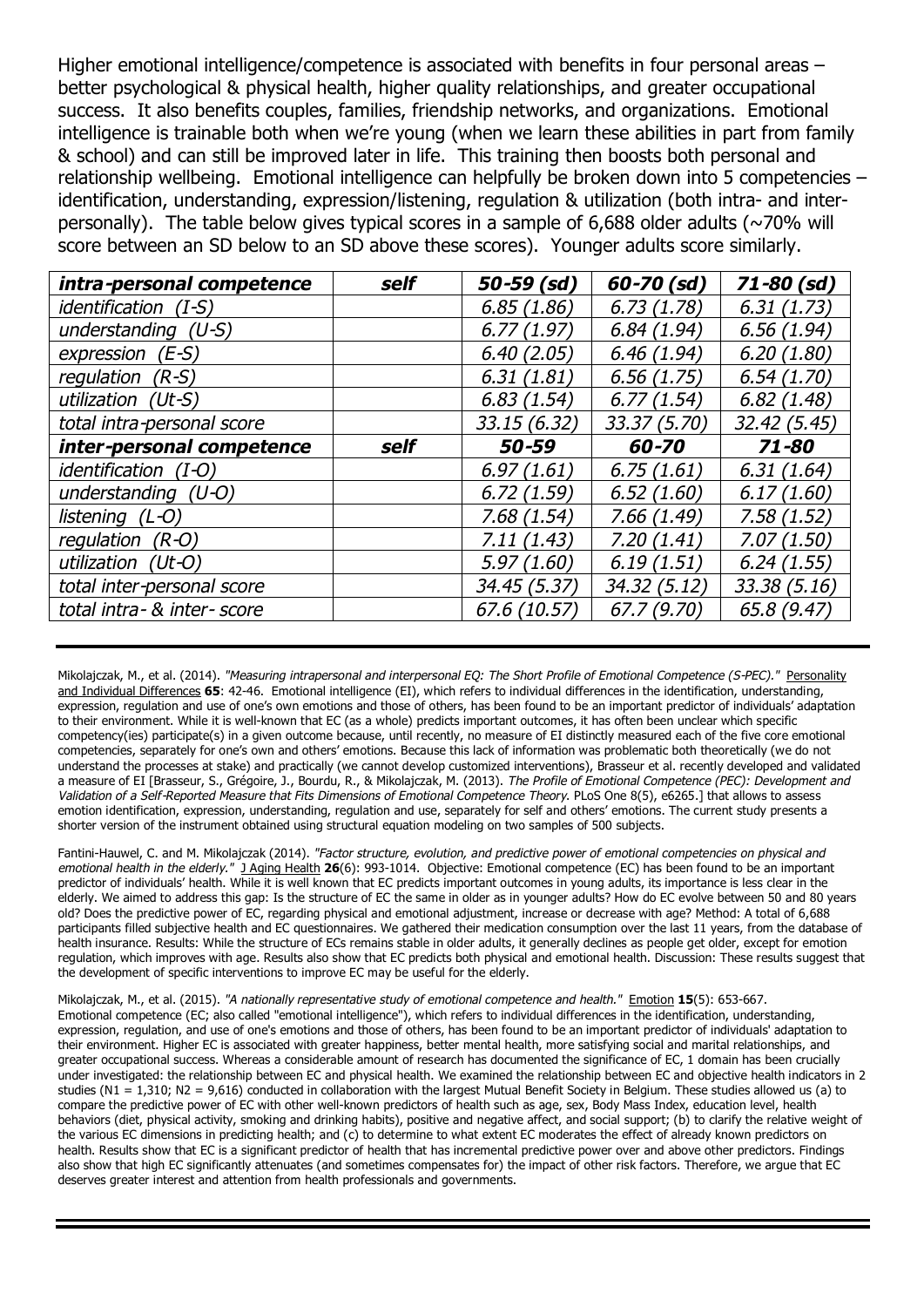Higher emotional intelligence/competence is associated with benefits in four personal areas – better psychological & physical health, higher quality relationships, and greater occupational success. It also benefits couples, families, friendship networks, and organizations. Emotional intelligence is trainable both when we're young (when we learn these abilities in part from family & school) and can still be improved later in life. This training then boosts both personal and relationship wellbeing. Emotional intelligence can helpfully be broken down into 5 competencies – identification, understanding, expression/listening, regulation & utilization (both intra- and inter-personally). The table below gives typical scores in a sample of 6,688 older adults (~70% will score between an SD below to an SD above these scores). Younger adults score similarly.

| ***intra-personal competence*** | ***self*** | ***50-59 (sd)*** | ***60-70 (sd)*** | ***71-80 (sd)*** |
|---|---|---|---|---|
| *identification (I-S)* | | *6.85 (1.86)* | *6.73 (1.78)* | *6.31 (1.73)* |
| *understanding (U-S)* | | *6.77 (1.97)* | *6.84 (1.94)* | *6.56 (1.94)* |
| *expression (E-S)* | | *6.40 (2.05)* | *6.46 (1.94)* | *6.20 (1.80)* |
| *regulation (R-S)* | | *6.31 (1.81)* | *6.56 (1.75)* | *6.54 (1.70)* |
| *utilization (Ut-S)* | | *6.83 (1.54)* | *6.77 (1.54)* | *6.82 (1.48)* |
| *total intra-personal score* | | *33.15 (6.32)* | *33.37 (5.70)* | *32.42 (5.45)* |
| ***inter-personal competence*** | ***self*** | ***50-59*** | ***60-70*** | ***71-80*** |
| *identification (I-O)* | | *6.97 (1.61)* | *6.75 (1.61)* | *6.31 (1.64)* |
| *understanding (U-O)* | | *6.72 (1.59)* | *6.52 (1.60)* | *6.17 (1.60)* |
| *listening (L-O)* | | *7.68 (1.54)* | *7.66 (1.49)* | *7.58 (1.52)* |
| *regulation (R-O)* | | *7.11 (1.43)* | *7.20 (1.41)* | *7.07 (1.50)* |
| *utilization (Ut-O)* | | *5.97 (1.60)* | *6.19 (1.51)* | *6.24 (1.55)* |
| *total inter-personal score* | | *34.45 (5.37)* | *34.32 (5.12)* | *33.38 (5.16)* |
| *total intra- & inter- score* | | *67.6 (10.57)* | *67.7 (9.70)* | *65.8 (9.47)* |

---

Mikolajczak, M., et al. (2014). *"Measuring intrapersonal and interpersonal EQ: The Short Profile of Emotional Competence (S-PEC)."* Personality and Individual Differences **65**: 42-46. Emotional intelligence (EI), which refers to individual differences in the identification, understanding, expression, regulation and use of one's own emotions and those of others, has been found to be an important predictor of individuals' adaptation to their environment. While it is well-known that EC (as a whole) predicts important outcomes, it has often been unclear which specific competency(ies) participate(s) in a given outcome because, until recently, no measure of EI distinctly measured each of the five core emotional competencies, separately for one's own and others' emotions. Because this lack of information was problematic both theoretically (we do not understand the processes at stake) and practically (we cannot develop customized interventions), Brasseur et al. recently developed and validated a measure of EI [Brasseur, S., Grégoire, J., Bourdu, R., & Mikolajczak, M. (2013). *The Profile of Emotional Competence (PEC): Development and Validation of a Self-Reported Measure that Fits Dimensions of Emotional Competence Theory.* PLoS One 8(5), e6265.] that allows to assess emotion identification, expression, understanding, regulation and use, separately for self and others' emotions. The current study presents a shorter version of the instrument obtained using structural equation modeling on two samples of 500 subjects.

Fantini-Hauwel, C. and M. Mikolajczak (2014). *"Factor structure, evolution, and predictive power of emotional competencies on physical and emotional health in the elderly."* J Aging Health **26**(6): 993-1014. Objective: Emotional competence (EC) has been found to be an important predictor of individuals' health. While it is well known that EC predicts important outcomes in young adults, its importance is less clear in the elderly. We aimed to address this gap: Is the structure of EC the same in older as in younger adults? How do EC evolve between 50 and 80 years old? Does the predictive power of EC, regarding physical and emotional adjustment, increase or decrease with age? Method: A total of 6,688 participants filled subjective health and EC questionnaires. We gathered their medication consumption over the last 11 years, from the database of health insurance. Results: While the structure of ECs remains stable in older adults, it generally declines as people get older, except for emotion regulation, which improves with age. Results also show that EC predicts both physical and emotional health. Discussion: These results suggest that the development of specific interventions to improve EC may be useful for the elderly.

Mikolajczak, M., et al. (2015). *"A nationally representative study of emotional competence and health."* Emotion **15**(5): 653-667. Emotional competence (EC; also called "emotional intelligence"), which refers to individual differences in the identification, understanding, expression, regulation, and use of one's emotions and those of others, has been found to be an important predictor of individuals' adaptation to their environment. Higher EC is associated with greater happiness, better mental health, more satisfying social and marital relationships, and greater occupational success. Whereas a considerable amount of research has documented the significance of EC, 1 domain has been crucially under investigated: the relationship between EC and physical health. We examined the relationship between EC and objective health indicators in 2 studies (N1 = 1,310; N2 = 9,616) conducted in collaboration with the largest Mutual Benefit Society in Belgium. These studies allowed us (a) to compare the predictive power of EC with other well-known predictors of health such as age, sex, Body Mass Index, education level, health behaviors (diet, physical activity, smoking and drinking habits), positive and negative affect, and social support; (b) to clarify the relative weight of the various EC dimensions in predicting health; and (c) to determine to what extent EC moderates the effect of already known predictors on health. Results show that EC is a significant predictor of health that has incremental predictive power over and above other predictors. Findings also show that high EC significantly attenuates (and sometimes compensates for) the impact of other risk factors. Therefore, we argue that EC deserves greater interest and attention from health professionals and governments.